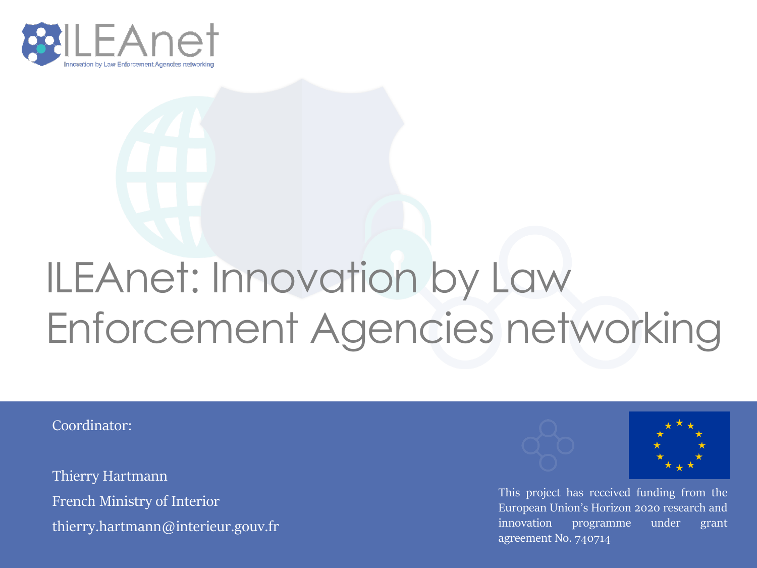ILEAnet

Innovation by Law Enforcement Agencies networking

# ILEAnet: Innovation by Law Enforcement Agencies networking

Coordinator:

Thierry Hartmann

French Ministry of Interior

thierry.hartmann@interieur.gouv.fr

This project has received funding from the European Union's Horizon 2020 research and innovation programme under grant agreement No. 740714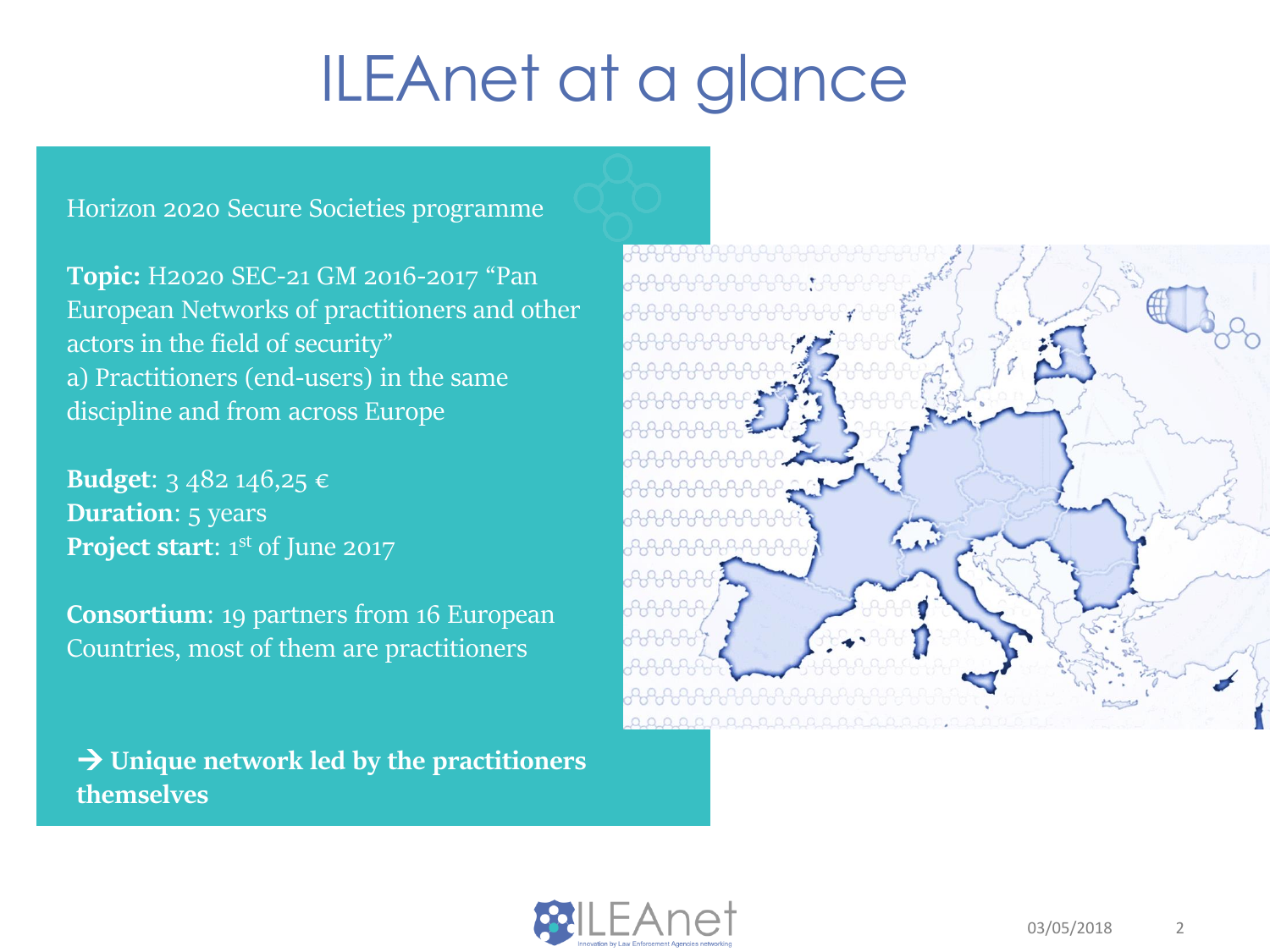# ILEAnet at a glance

Horizon 2020 Secure Societies programme

**Topic:** H2020 SEC-21 GM 2016-2017 "Pan European Networks of practitioners and other actors in the field of security"
a) Practitioners (end-users) in the same discipline and from across Europe

**Budget**: 3 482 146,25 €
**Duration**: 5 years
**Project start**: 1st of June 2017

**Consortium**: 19 partners from 16 European Countries, most of them are practitioners

→ **Unique network led by the practitioners themselves**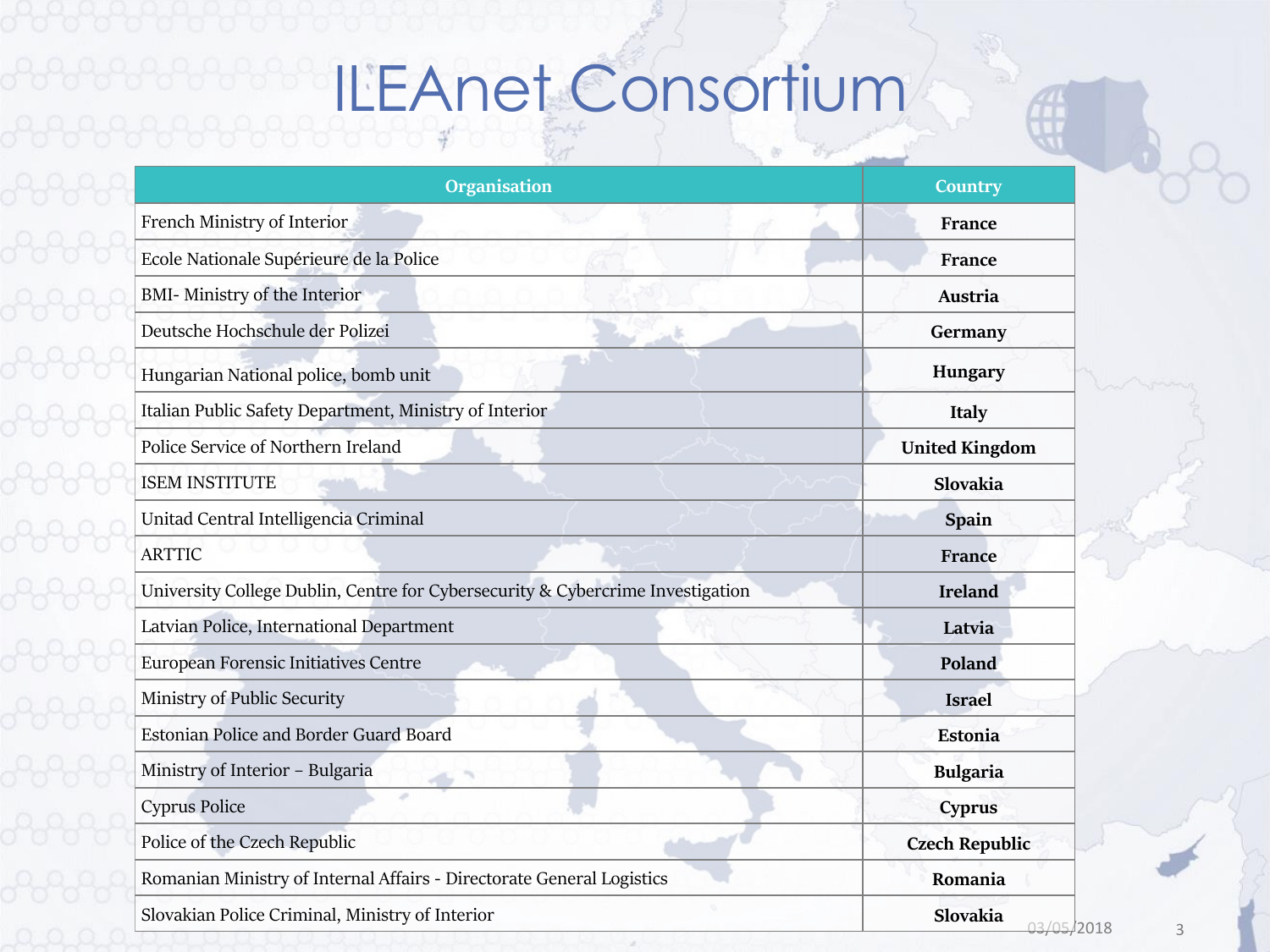# ILEAnet Consortium

| Organisation | Country |
|---|---|
| French Ministry of Interior | **France** |
| Ecole Nationale Supérieure de la Police | **France** |
| BMI- Ministry of the Interior | **Austria** |
| Deutsche Hochschule der Polizei | **Germany** |
| Hungarian National police, bomb unit | **Hungary** |
| Italian Public Safety Department, Ministry of Interior | **Italy** |
| Police Service of Northern Ireland | **United Kingdom** |
| ISEM INSTITUTE | **Slovakia** |
| Unitad Central Intelligencia Criminal | **Spain** |
| ARTTIC | **France** |
| University College Dublin, Centre for Cybersecurity & Cybercrime Investigation | **Ireland** |
| Latvian Police, International Department | **Latvia** |
| European Forensic Initiatives Centre | **Poland** |
| Ministry of Public Security | **Israel** |
| Estonian Police and Border Guard Board | **Estonia** |
| Ministry of Interior – Bulgaria | **Bulgaria** |
| Cyprus Police | **Cyprus** |
| Police of the Czech Republic | **Czech Republic** |
| Romanian Ministry of Internal Affairs - Directorate General Logistics | **Romania** |
| Slovakian Police Criminal, Ministry of Interior | **Slovakia** |

03/05/2018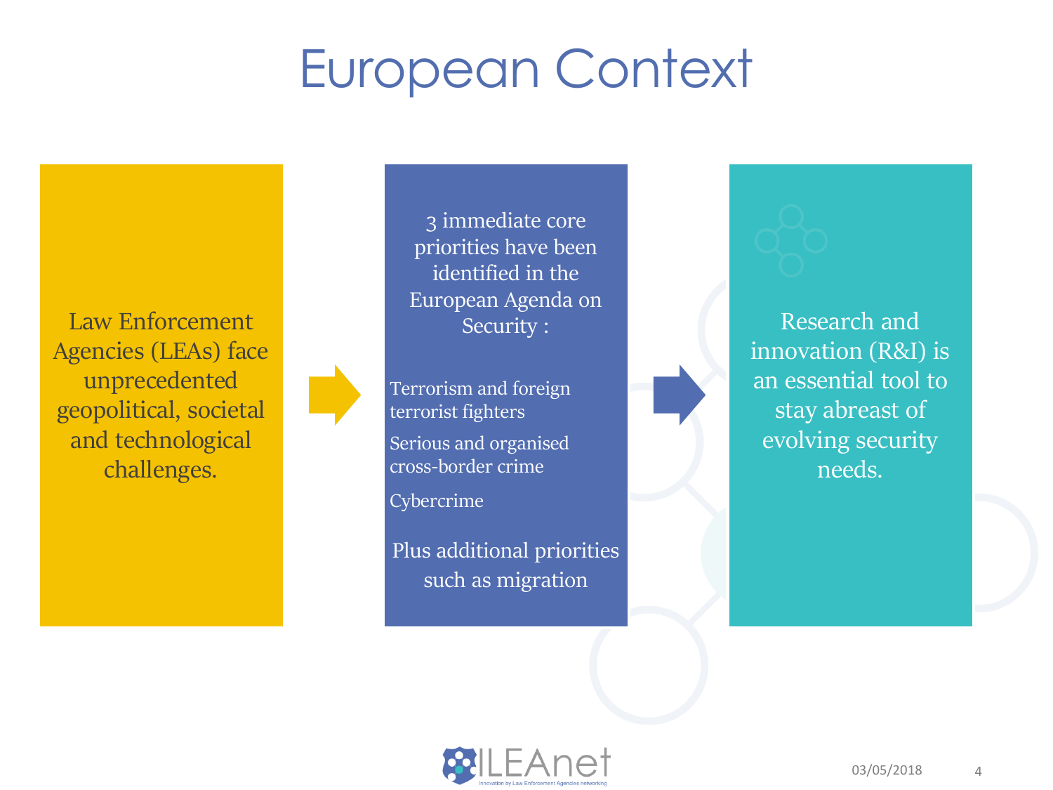# European Context

Law Enforcement Agencies (LEAs) face unprecedented geopolitical, societal and technological challenges.

3 immediate core priorities have been identified in the European Agenda on Security :

- Terrorism and foreign terrorist fighters
- Serious and organised cross-border crime
- Cybercrime

Plus additional priorities such as migration

Research and innovation (R&I) is an essential tool to stay abreast of evolving security needs.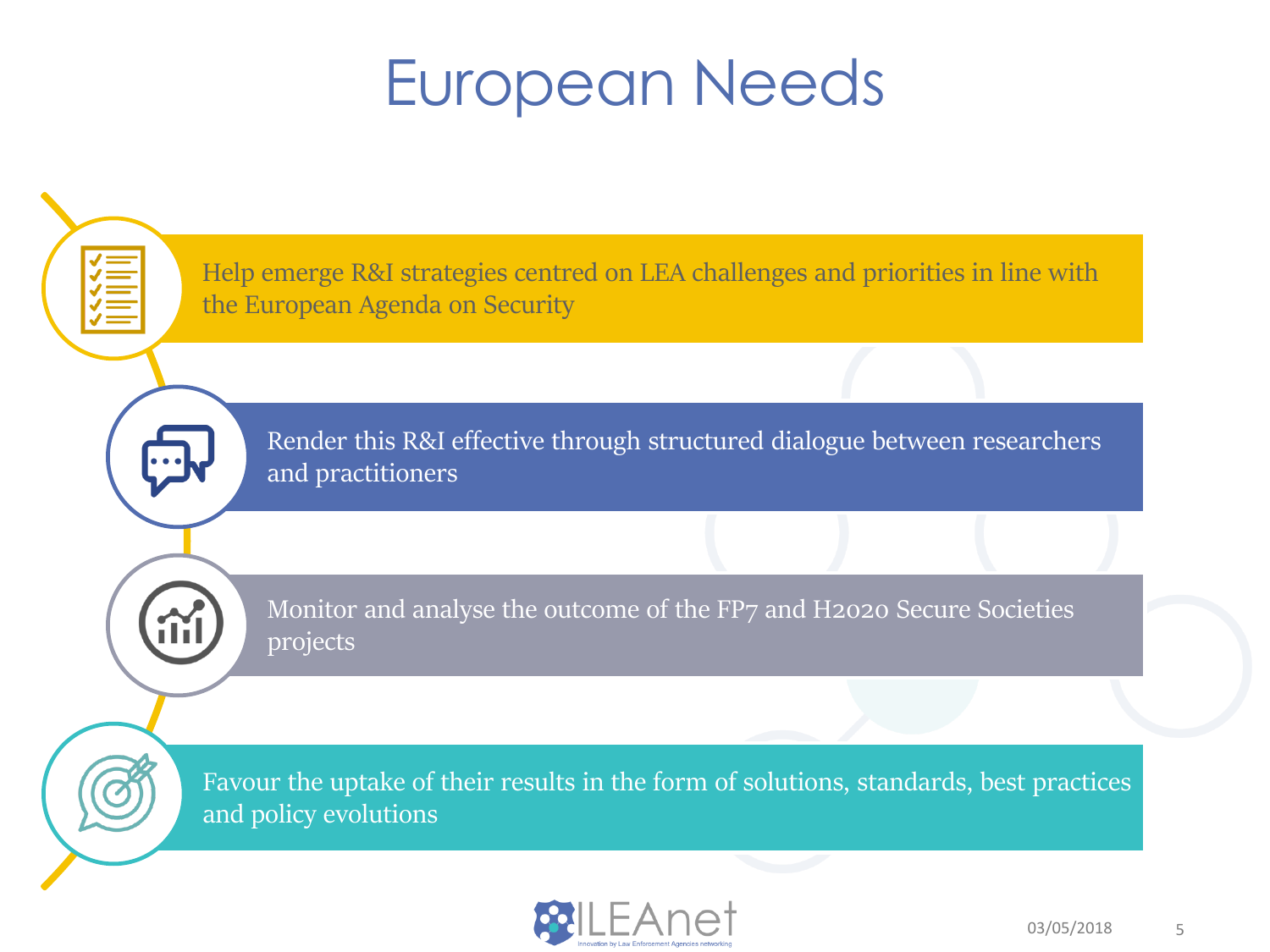# European Needs

- Help emerge R&I strategies centred on LEA challenges and priorities in line with the European Agenda on Security
- Render this R&I effective through structured dialogue between researchers and practitioners
- Monitor and analyse the outcome of the FP7 and H2020 Secure Societies projects
- Favour the uptake of their results in the form of solutions, standards, best practices and policy evolutions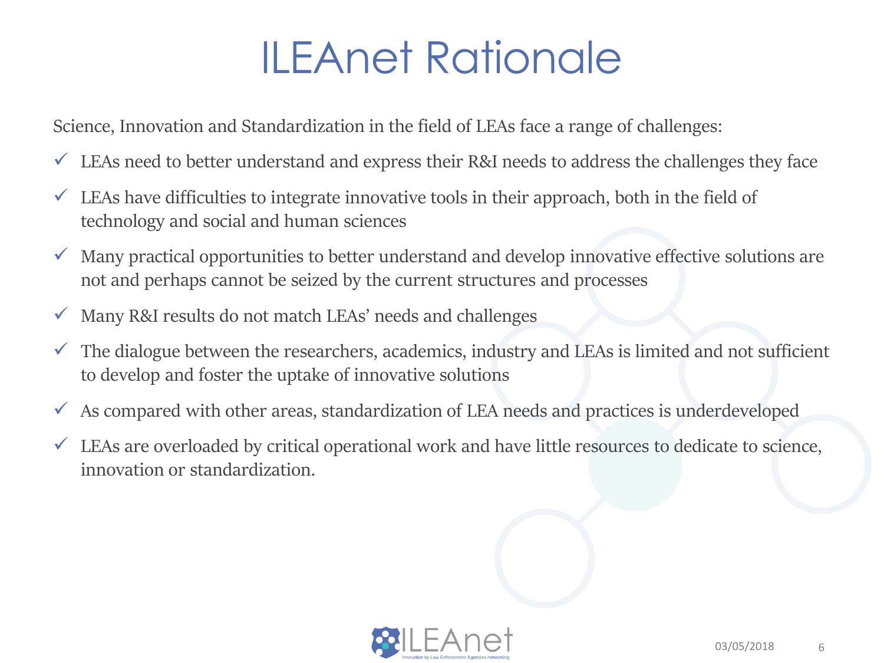# ILEAnet Rationale

Science, Innovation and Standardization in the field of LEAs face a range of challenges:

- ✓ LEAs need to better understand and express their R&I needs to address the challenges they face
- ✓ LEAs have difficulties to integrate innovative tools in their approach, both in the field of technology and social and human sciences
- ✓ Many practical opportunities to better understand and develop innovative effective solutions are not and perhaps cannot be seized by the current structures and processes
- ✓ Many R&I results do not match LEAs' needs and challenges
- ✓ The dialogue between the researchers, academics, industry and LEAs is limited and not sufficient to develop and foster the uptake of innovative solutions
- ✓ As compared with other areas, standardization of LEA needs and practices is underdeveloped
- ✓ LEAs are overloaded by critical operational work and have little resources to dedicate to science, innovation or standardization.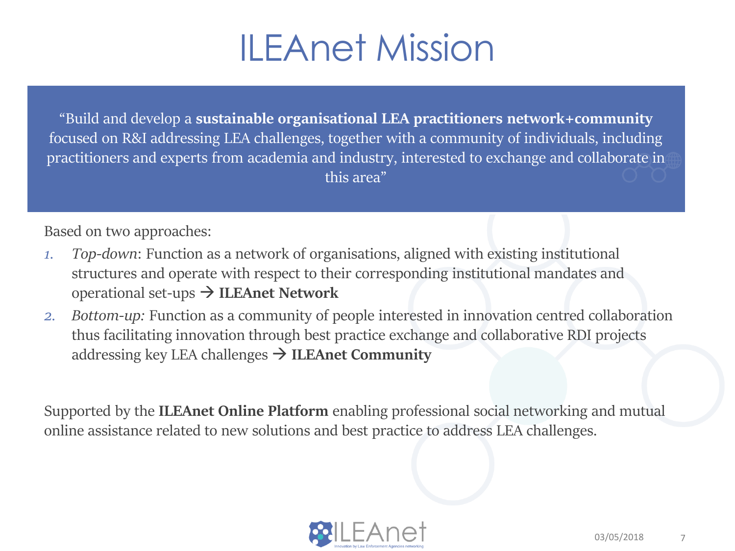# ILEAnet Mission

"Build and develop a **sustainable organisational LEA practitioners network+community** focused on R&I addressing LEA challenges, together with a community of individuals, including practitioners and experts from academia and industry, interested to exchange and collaborate in this area"

Based on two approaches:

1. *Top-down*: Function as a network of organisations, aligned with existing institutional structures and operate with respect to their corresponding institutional mandates and operational set-ups → **ILEAnet Network**
2. *Bottom-up:* Function as a community of people interested in innovation centred collaboration thus facilitating innovation through best practice exchange and collaborative RDI projects addressing key LEA challenges → **ILEAnet Community**

Supported by the **ILEAnet Online Platform** enabling professional social networking and mutual online assistance related to new solutions and best practice to address LEA challenges.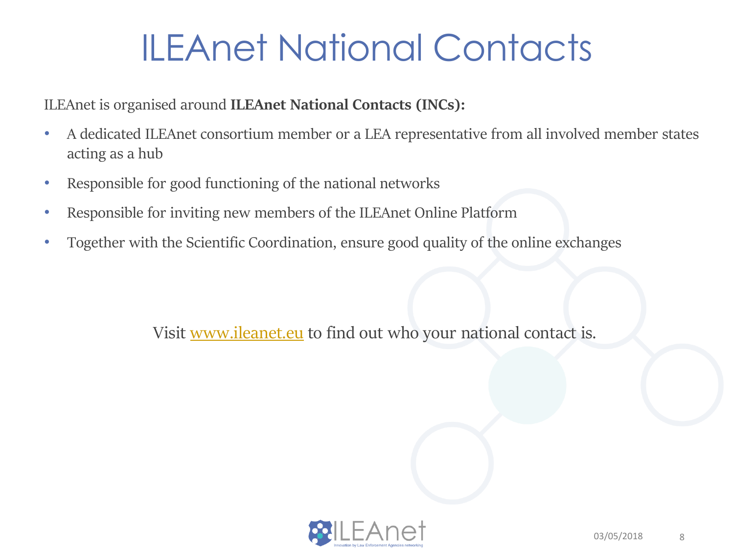# ILEAnet National Contacts

ILEAnet is organised around **ILEAnet National Contacts (INCs):**

- A dedicated ILEAnet consortium member or a LEA representative from all involved member states acting as a hub
- Responsible for good functioning of the national networks
- Responsible for inviting new members of the ILEAnet Online Platform
- Together with the Scientific Coordination, ensure good quality of the online exchanges

Visit [www.ileanet.eu](http://www.ileanet.eu) to find out who your national contact is.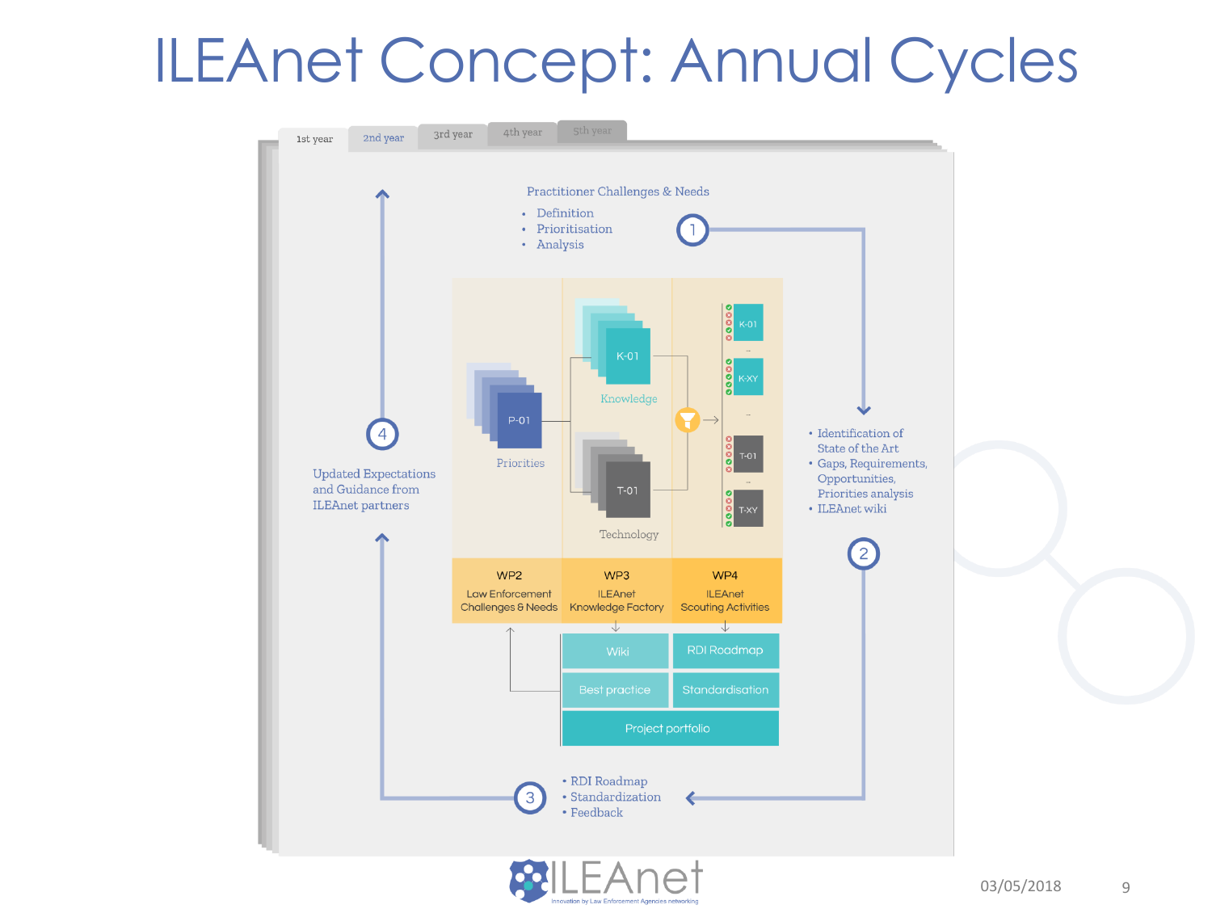# ILEAnet Concept: Annual Cycles

1st year | 2nd year | 3rd year | 4th year | 5th year

Practitioner Challenges & Needs

- Definition
- Prioritisation
- Analysis

1

- Identification of State of the Art
- Gaps, Requirements, Opportunities, Priorities analysis
- ILEAnet wiki

2

P-01 Priorities

K-01 Knowledge

T-01 Technology

K-01 ... K-XY ... T-01 ... T-XY

| WP2 | WP3 | WP4 |
|---|---|---|
| Law Enforcement Challenges & Needs | ILEAnet Knowledge Factory | ILEAnet Scouting Activities |

Wiki | RDI Roadmap

Best practice | Standardisation

Project portfolio

3

- RDI Roadmap
- Standardization
- Feedback

4

Updated Expectations and Guidance from ILEAnet partners

ILEAnet — Innovation by Law Enforcement Agencies networking

03/05/2018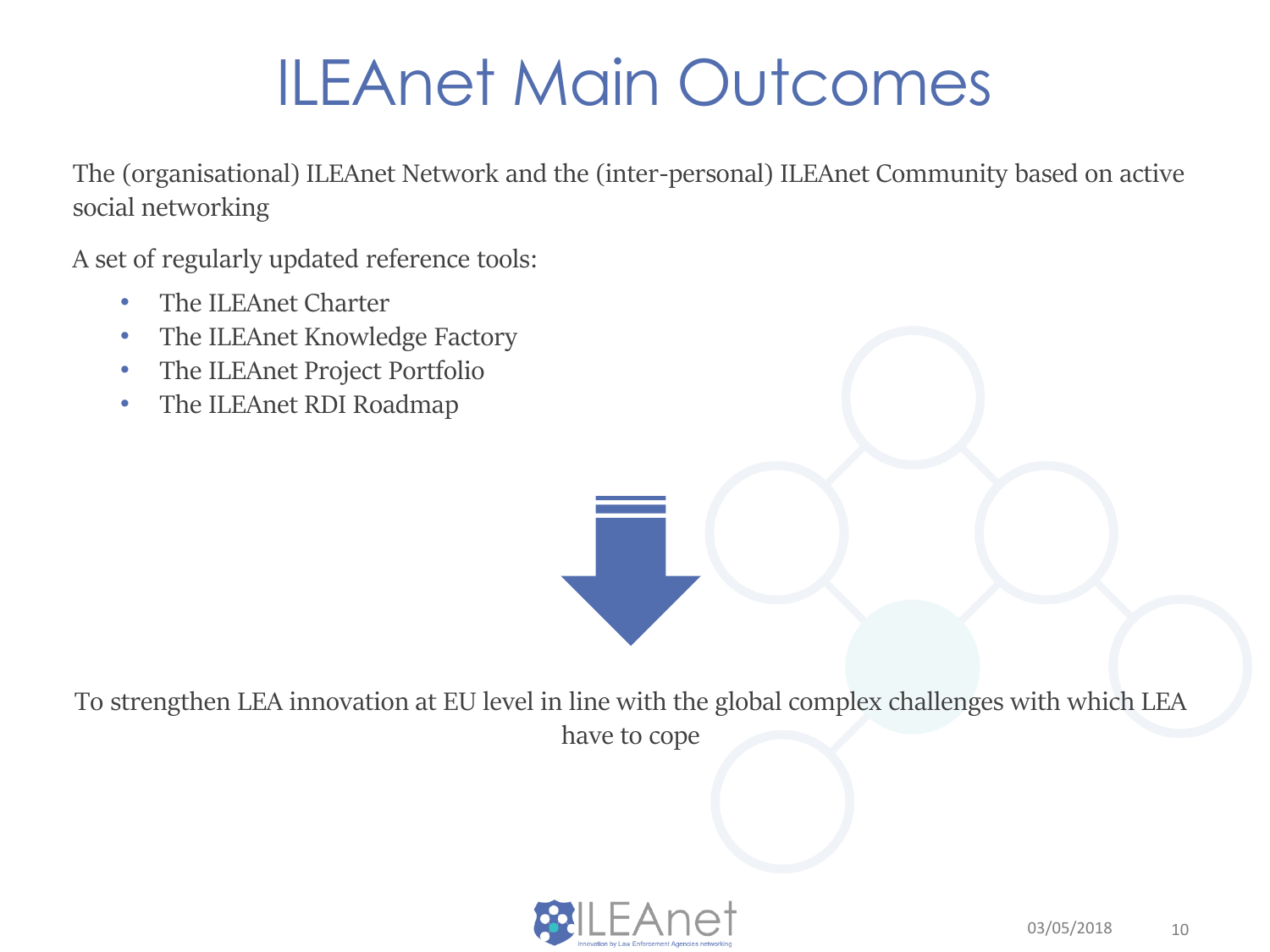# ILEAnet Main Outcomes

The (organisational) ILEAnet Network and the (inter-personal) ILEAnet Community based on active social networking

A set of regularly updated reference tools:

- The ILEAnet Charter
- The ILEAnet Knowledge Factory
- The ILEAnet Project Portfolio
- The ILEAnet RDI Roadmap

To strengthen LEA innovation at EU level in line with the global complex challenges with which LEA have to cope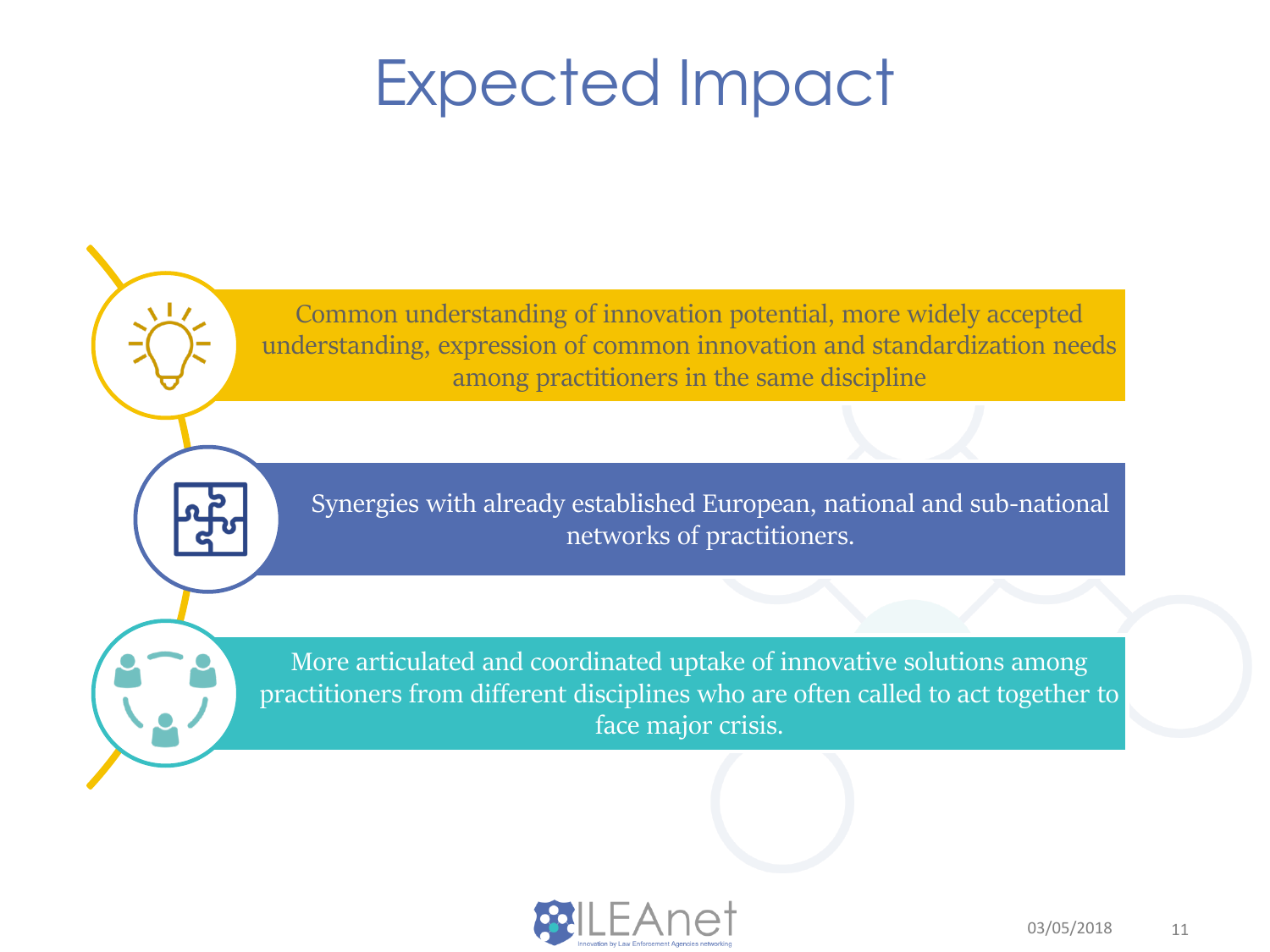# Expected Impact

- Common understanding of innovation potential, more widely accepted understanding, expression of common innovation and standardization needs among practitioners in the same discipline

- Synergies with already established European, national and sub-national networks of practitioners.

- More articulated and coordinated uptake of innovative solutions among practitioners from different disciplines who are often called to act together to face major crisis.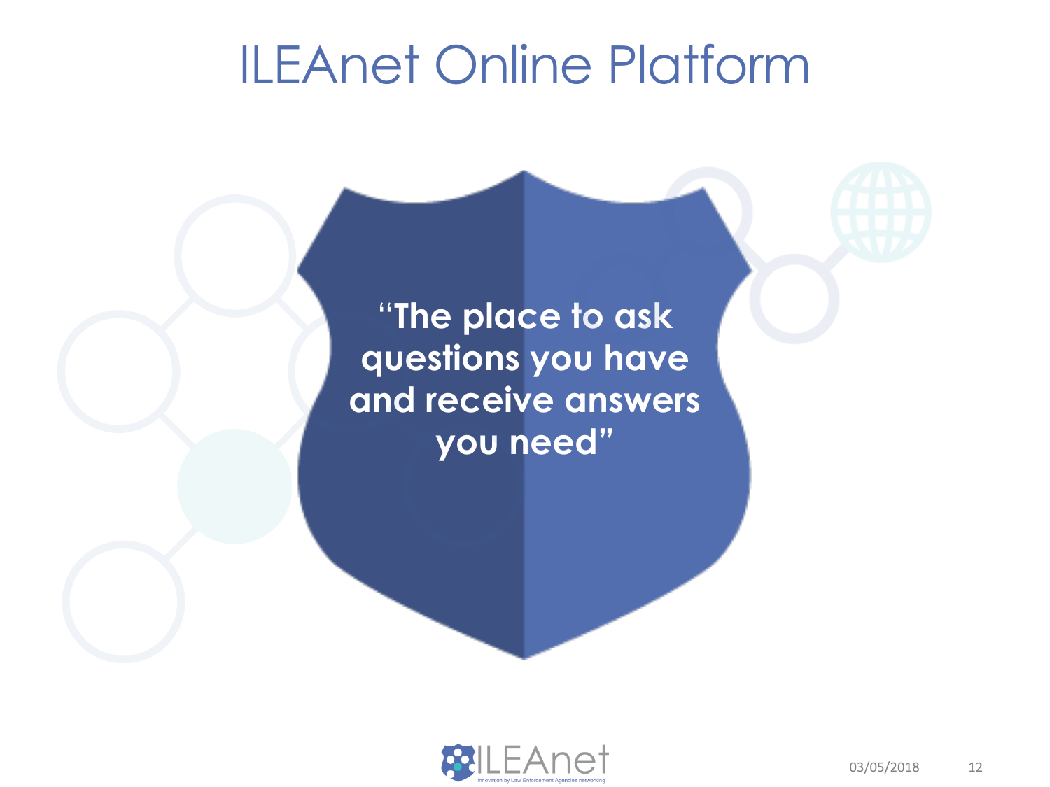# ILEAnet Online Platform

**"The place to ask questions you have and receive answers you need"**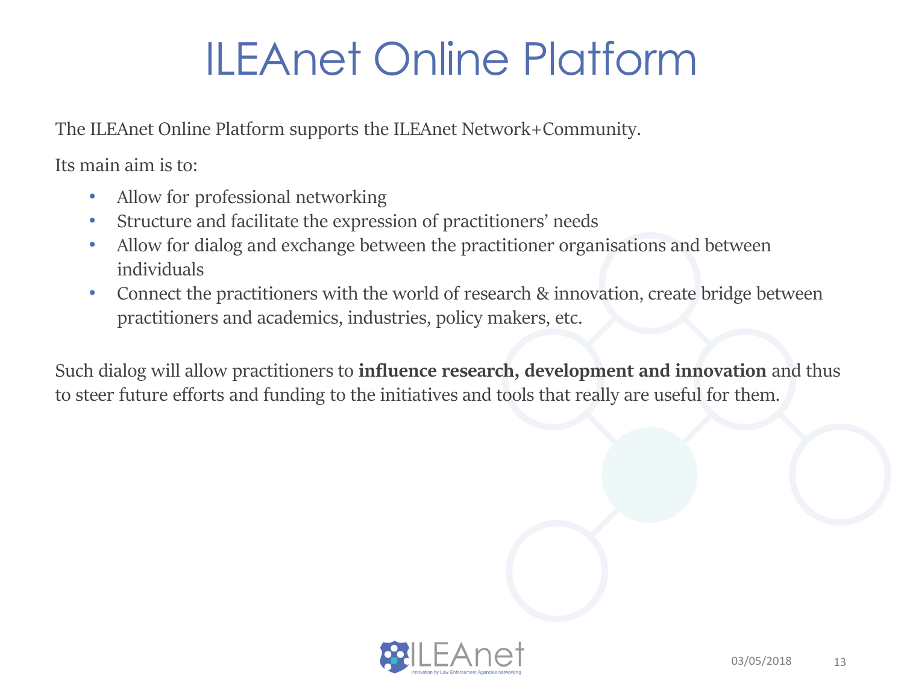# ILEAnet Online Platform

The ILEAnet Online Platform supports the ILEAnet Network+Community.

Its main aim is to:

- Allow for professional networking
- Structure and facilitate the expression of practitioners' needs
- Allow for dialog and exchange between the practitioner organisations and between individuals
- Connect the practitioners with the world of research & innovation, create bridge between practitioners and academics, industries, policy makers, etc.

Such dialog will allow practitioners to **influence research, development and innovation** and thus to steer future efforts and funding to the initiatives and tools that really are useful for them.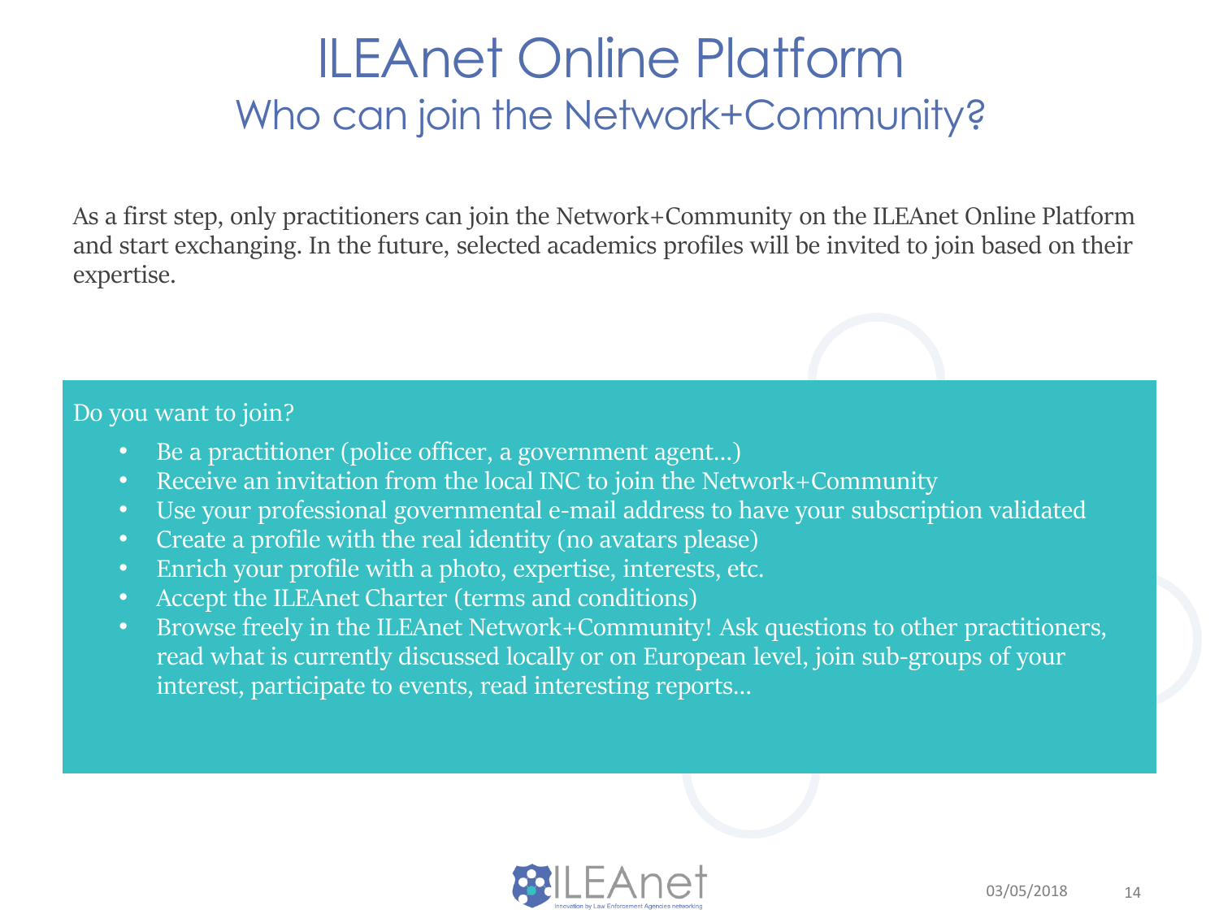# ILEAnet Online Platform

## Who can join the Network+Community?

As a first step, only practitioners can join the Network+Community on the ILEAnet Online Platform and start exchanging. In the future, selected academics profiles will be invited to join based on their expertise.

Do you want to join?

- Be a practitioner (police officer, a government agent…)
- Receive an invitation from the local INC to join the Network+Community
- Use your professional governmental e-mail address to have your subscription validated
- Create a profile with the real identity (no avatars please)
- Enrich your profile with a photo, expertise, interests, etc.
- Accept the ILEAnet Charter (terms and conditions)
- Browse freely in the ILEAnet Network+Community! Ask questions to other practitioners, read what is currently discussed locally or on European level, join sub-groups of your interest, participate to events, read interesting reports…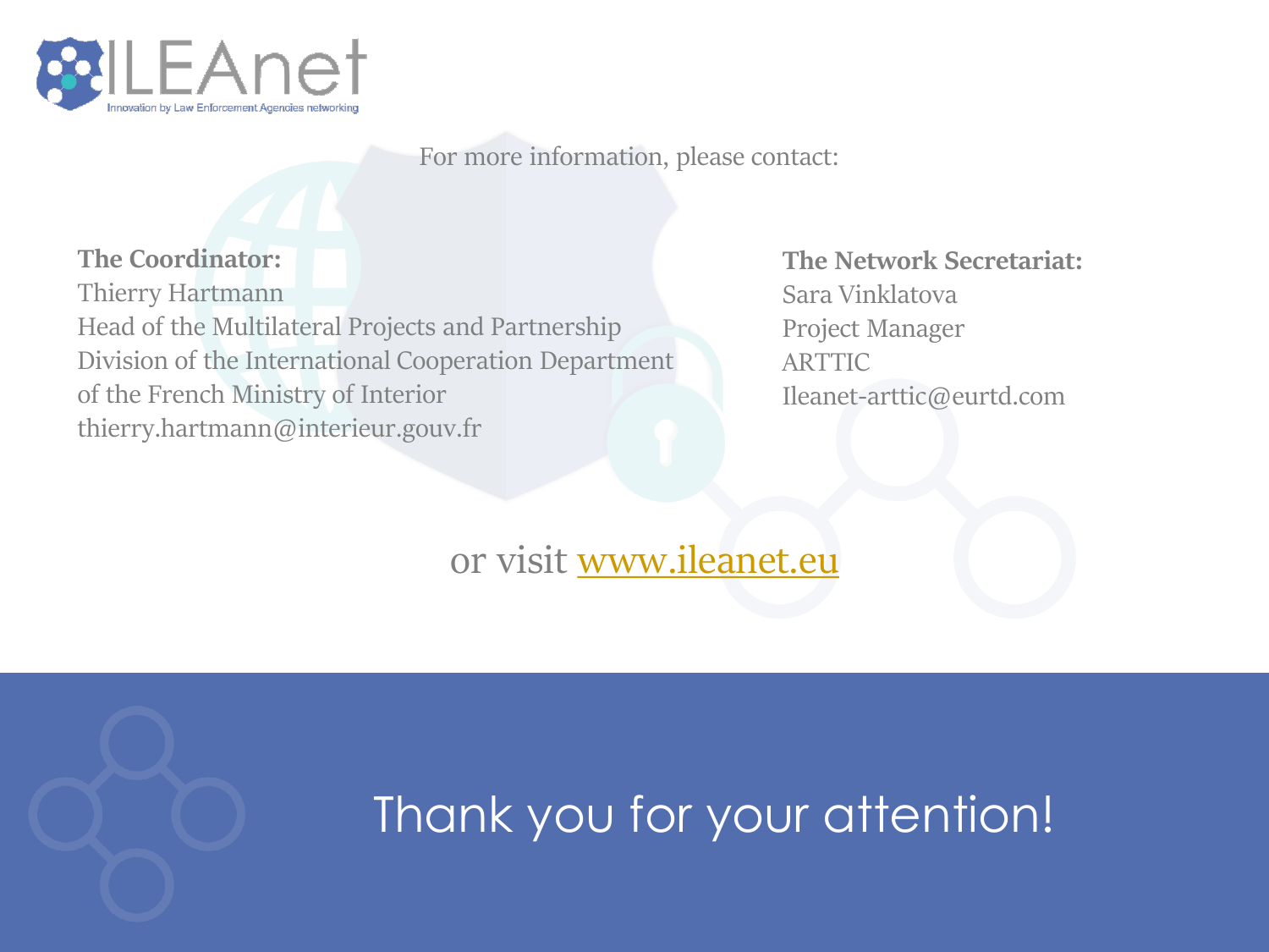ILEAnet

Innovation by Law Enforcement Agencies networking

For more information, please contact:

**The Coordinator:**
Thierry Hartmann
Head of the Multilateral Projects and Partnership Division of the International Cooperation Department of the French Ministry of Interior
thierry.hartmann@interieur.gouv.fr

**The Network Secretariat:**
Sara Vinklatova
Project Manager
ARTTIC
Ileanet-arttic@eurtd.com

or visit [www.ileanet.eu](http://www.ileanet.eu)

Thank you for your attention!